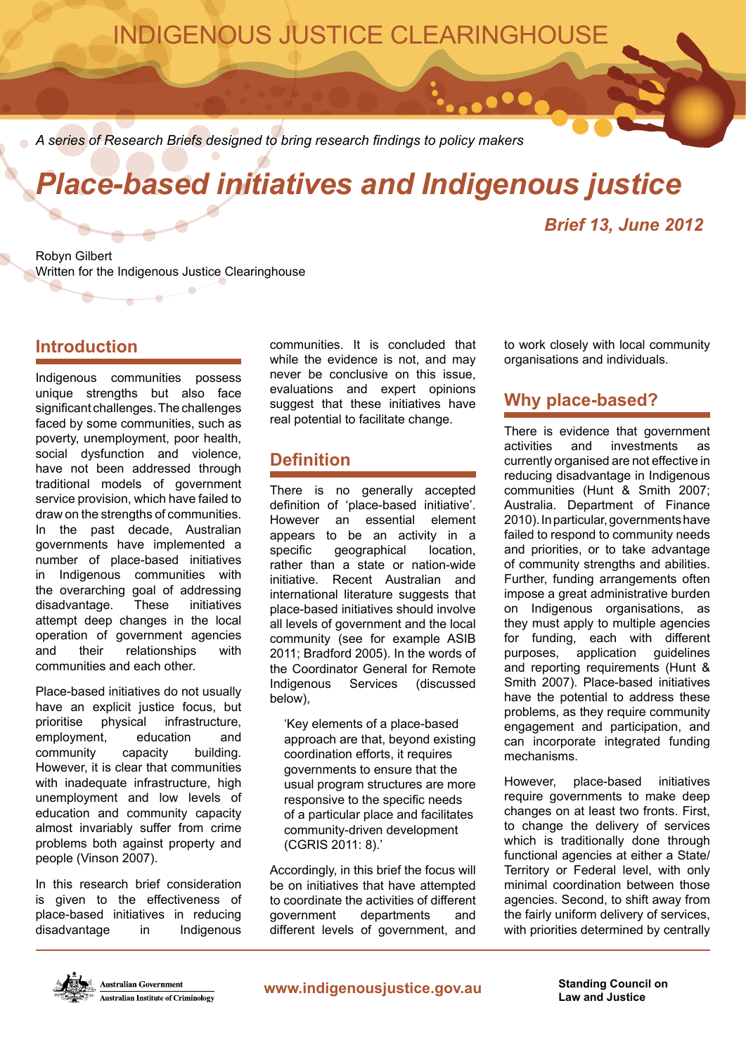INDIGENOUS JUSTICE CLEARINGHOUSE

*A series of Research Briefs designed to bring research findings to policy makers*

# *Place-based initiatives and Indigenous justice*

***Brief 13, June 2012***

Robyn Gilbert
Written for the Indigenous Justice Clearinghouse

## Introduction

Indigenous communities possess unique strengths but also face significant challenges. The challenges faced by some communities, such as poverty, unemployment, poor health, social dysfunction and violence, have not been addressed through traditional models of government service provision, which have failed to draw on the strengths of communities. In the past decade, Australian governments have implemented a number of place-based initiatives in Indigenous communities with the overarching goal of addressing disadvantage. These initiatives attempt deep changes in the local operation of government agencies and their relationships with communities and each other.

Place-based initiatives do not usually have an explicit justice focus, but prioritise physical infrastructure, employment, education and community capacity building. However, it is clear that communities with inadequate infrastructure, high unemployment and low levels of education and community capacity almost invariably suffer from crime problems both against property and people (Vinson 2007).

In this research brief consideration is given to the effectiveness of place-based initiatives in reducing disadvantage in Indigenous communities. It is concluded that while the evidence is not, and may never be conclusive on this issue, evaluations and expert opinions suggest that these initiatives have real potential to facilitate change.

## Definition

There is no generally accepted definition of 'place-based initiative'. However an essential element appears to be an activity in a specific geographical location, rather than a state or nation-wide initiative. Recent Australian and international literature suggests that place-based initiatives should involve all levels of government and the local community (see for example ASIB 2011; Bradford 2005). In the words of the Coordinator General for Remote Indigenous Services (discussed below),

> 'Key elements of a place-based approach are that, beyond existing coordination efforts, it requires governments to ensure that the usual program structures are more responsive to the specific needs of a particular place and facilitates community-driven development (CGRIS 2011: 8).'

Accordingly, in this brief the focus will be on initiatives that have attempted to coordinate the activities of different government departments and different levels of government, and to work closely with local community organisations and individuals.

## Why place-based?

There is evidence that government activities and investments as currently organised are not effective in reducing disadvantage in Indigenous communities (Hunt & Smith 2007; Australia. Department of Finance 2010). In particular, governments have failed to respond to community needs and priorities, or to take advantage of community strengths and abilities. Further, funding arrangements often impose a great administrative burden on Indigenous organisations, as they must apply to multiple agencies for funding, each with different purposes, application guidelines and reporting requirements (Hunt & Smith 2007). Place-based initiatives have the potential to address these problems, as they require community engagement and participation, and can incorporate integrated funding mechanisms.

However, place-based initiatives require governments to make deep changes on at least two fronts. First, to change the delivery of services which is traditionally done through functional agencies at either a State/Territory or Federal level, with only minimal coordination between those agencies. Second, to shift away from the fairly uniform delivery of services, with priorities determined by centrally

Australian Government
Australian Institute of Criminology

www.indigenousjustice.gov.au

Standing Council on Law and Justice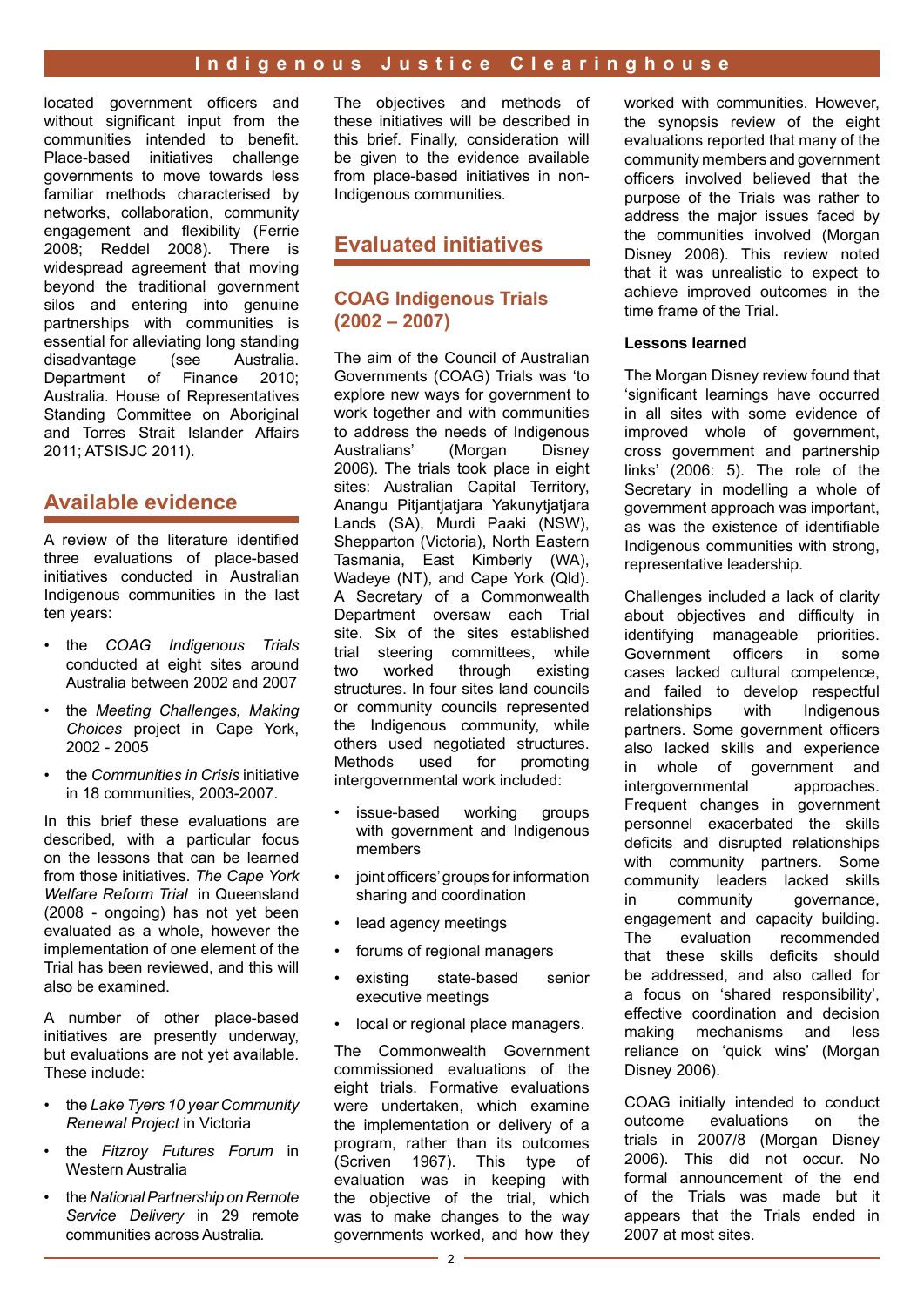located government officers and without significant input from the communities intended to benefit. Place-based initiatives challenge governments to move towards less familiar methods characterised by networks, collaboration, community engagement and flexibility (Ferrie 2008; Reddel 2008). There is widespread agreement that moving beyond the traditional government silos and entering into genuine partnerships with communities is essential for alleviating long standing disadvantage (see Australia. Department of Finance 2010; Australia. House of Representatives Standing Committee on Aboriginal and Torres Strait Islander Affairs 2011; ATSISJC 2011).

## Available evidence

A review of the literature identified three evaluations of place-based initiatives conducted in Australian Indigenous communities in the last ten years:

- the *COAG Indigenous Trials* conducted at eight sites around Australia between 2002 and 2007
- the *Meeting Challenges, Making Choices* project in Cape York, 2002 - 2005
- the *Communities in Crisis* initiative in 18 communities, 2003-2007.

In this brief these evaluations are described, with a particular focus on the lessons that can be learned from those initiatives. *The Cape York Welfare Reform Trial* in Queensland (2008 - ongoing) has not yet been evaluated as a whole, however the implementation of one element of the Trial has been reviewed, and this will also be examined.

A number of other place-based initiatives are presently underway, but evaluations are not yet available. These include:

- the *Lake Tyers 10 year Community Renewal Project* in Victoria
- the *Fitzroy Futures Forum* in Western Australia
- the *National Partnership on Remote Service Delivery* in 29 remote communities across Australia.

The objectives and methods of these initiatives will be described in this brief. Finally, consideration will be given to the evidence available from place-based initiatives in non-Indigenous communities.

## Evaluated initiatives

### COAG Indigenous Trials (2002 – 2007)

The aim of the Council of Australian Governments (COAG) Trials was 'to explore new ways for government to work together and with communities to address the needs of Indigenous Australians' (Morgan Disney 2006). The trials took place in eight sites: Australian Capital Territory, Anangu Pitjantjatjara Yakunytjatjara Lands (SA), Murdi Paaki (NSW), Shepparton (Victoria), North Eastern Tasmania, East Kimberly (WA), Wadeye (NT), and Cape York (Qld). A Secretary of a Commonwealth Department oversaw each Trial site. Six of the sites established trial steering committees, while two worked through existing structures. In four sites land councils or community councils represented the Indigenous community, while others used negotiated structures. Methods used for promoting intergovernmental work included:

- issue-based working groups with government and Indigenous members
- joint officers' groups for information sharing and coordination
- lead agency meetings
- forums of regional managers
- existing state-based senior executive meetings
- local or regional place managers.

The Commonwealth Government commissioned evaluations of the eight trials. Formative evaluations were undertaken, which examine the implementation or delivery of a program, rather than its outcomes (Scriven 1967). This type of evaluation was in keeping with the objective of the trial, which was to make changes to the way governments worked, and how they worked with communities. However, the synopsis review of the eight evaluations reported that many of the community members and government officers involved believed that the purpose of the Trials was rather to address the major issues faced by the communities involved (Morgan Disney 2006). This review noted that it was unrealistic to expect to achieve improved outcomes in the time frame of the Trial.

**Lessons learned**

The Morgan Disney review found that 'significant learnings have occurred in all sites with some evidence of improved whole of government, cross government and partnership links' (2006: 5). The role of the Secretary in modelling a whole of government approach was important, as was the existence of identifiable Indigenous communities with strong, representative leadership.

Challenges included a lack of clarity about objectives and difficulty in identifying manageable priorities. Government officers in some cases lacked cultural competence, and failed to develop respectful relationships with Indigenous partners. Some government officers also lacked skills and experience in whole of government and intergovernmental approaches. Frequent changes in government personnel exacerbated the skills deficits and disrupted relationships with community partners. Some community leaders lacked skills in community governance, engagement and capacity building. The evaluation recommended that these skills deficits should be addressed, and also called for a focus on 'shared responsibility', effective coordination and decision making mechanisms and less reliance on 'quick wins' (Morgan Disney 2006).

COAG initially intended to conduct outcome evaluations on the trials in 2007/8 (Morgan Disney 2006). This did not occur. No formal announcement of the end of the Trials was made but it appears that the Trials ended in 2007 at most sites.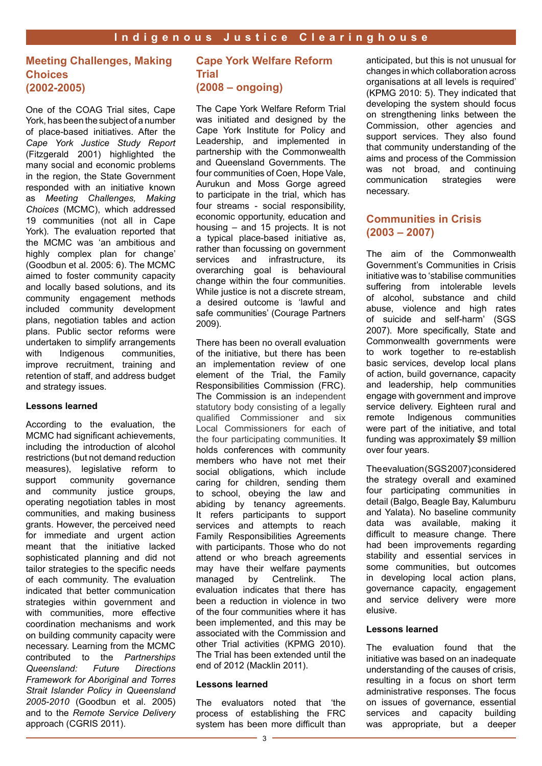## Meeting Challenges, Making Choices (2002-2005)

One of the COAG Trial sites, Cape York, has been the subject of a number of place-based initiatives. After the *Cape York Justice Study Report* (Fitzgerald 2001) highlighted the many social and economic problems in the region, the State Government responded with an initiative known as *Meeting Challenges, Making Choices* (MCMC), which addressed 19 communities (not all in Cape York). The evaluation reported that the MCMC was 'an ambitious and highly complex plan for change' (Goodbun et al. 2005: 6). The MCMC aimed to foster community capacity and locally based solutions, and its community engagement methods included community development plans, negotiation tables and action plans. Public sector reforms were undertaken to simplify arrangements with Indigenous communities, improve recruitment, training and retention of staff, and address budget and strategy issues.

**Lessons learned**

According to the evaluation, the MCMC had significant achievements, including the introduction of alcohol restrictions (but not demand reduction measures), legislative reform to support community governance and community justice groups, operating negotiation tables in most communities, and making business grants. However, the perceived need for immediate and urgent action meant that the initiative lacked sophisticated planning and did not tailor strategies to the specific needs of each community. The evaluation indicated that better communication strategies within government and with communities, more effective coordination mechanisms and work on building community capacity were necessary. Learning from the MCMC contributed to the *Partnerships Queensland: Future Directions Framework for Aboriginal and Torres Strait Islander Policy in Queensland 2005-2010* (Goodbun et al. 2005) and to the *Remote Service Delivery* approach (CGRIS 2011).

## Cape York Welfare Reform Trial (2008 – ongoing)

The Cape York Welfare Reform Trial was initiated and designed by the Cape York Institute for Policy and Leadership, and implemented in partnership with the Commonwealth and Queensland Governments. The four communities of Coen, Hope Vale, Aurukun and Moss Gorge agreed to participate in the trial, which has four streams - social responsibility, economic opportunity, education and housing – and 15 projects. It is not a typical place-based initiative as, rather than focussing on government services and infrastructure, its overarching goal is behavioural change within the four communities. While justice is not a discrete stream, a desired outcome is 'lawful and safe communities' (Courage Partners 2009).

There has been no overall evaluation of the initiative, but there has been an implementation review of one element of the Trial, the Family Responsibilities Commission (FRC). The Commission is an independent statutory body consisting of a legally qualified Commissioner and six Local Commissioners for each of the four participating communities. It holds conferences with community members who have not met their social obligations, which include caring for children, sending them to school, obeying the law and abiding by tenancy agreements. It refers participants to support services and attempts to reach Family Responsibilities Agreements with participants. Those who do not attend or who breach agreements may have their welfare payments managed by Centrelink. The evaluation indicates that there has been a reduction in violence in two of the four communities where it has been implemented, and this may be associated with the Commission and other Trial activities (KPMG 2010). The Trial has been extended until the end of 2012 (Macklin 2011).

**Lessons learned**

The evaluators noted that 'the process of establishing the FRC system has been more difficult than anticipated, but this is not unusual for changes in which collaboration across organisations at all levels is required' (KPMG 2010: 5). They indicated that developing the system should focus on strengthening links between the Commission, other agencies and support services. They also found that community understanding of the aims and process of the Commission was not broad, and continuing communication strategies were necessary.

## Communities in Crisis (2003 – 2007)

The aim of the Commonwealth Government's Communities in Crisis initiative was to 'stabilise communities suffering from intolerable levels of alcohol, substance and child abuse, violence and high rates of suicide and self-harm' (SGS 2007). More specifically, State and Commonwealth governments were to work together to re-establish basic services, develop local plans of action, build governance, capacity and leadership, help communities engage with government and improve service delivery. Eighteen rural and remote Indigenous communities were part of the initiative, and total funding was approximately $9 million over four years.

The evaluation (SGS 2007) considered the strategy overall and examined four participating communities in detail (Balgo, Beagle Bay, Kalumburu and Yalata). No baseline community data was available, making it difficult to measure change. There had been improvements regarding stability and essential services in some communities, but outcomes in developing local action plans, governance capacity, engagement and service delivery were more elusive.

**Lessons learned**

The evaluation found that the initiative was based on an inadequate understanding of the causes of crisis, resulting in a focus on short term administrative responses. The focus on issues of governance, essential services and capacity building was appropriate, but a deeper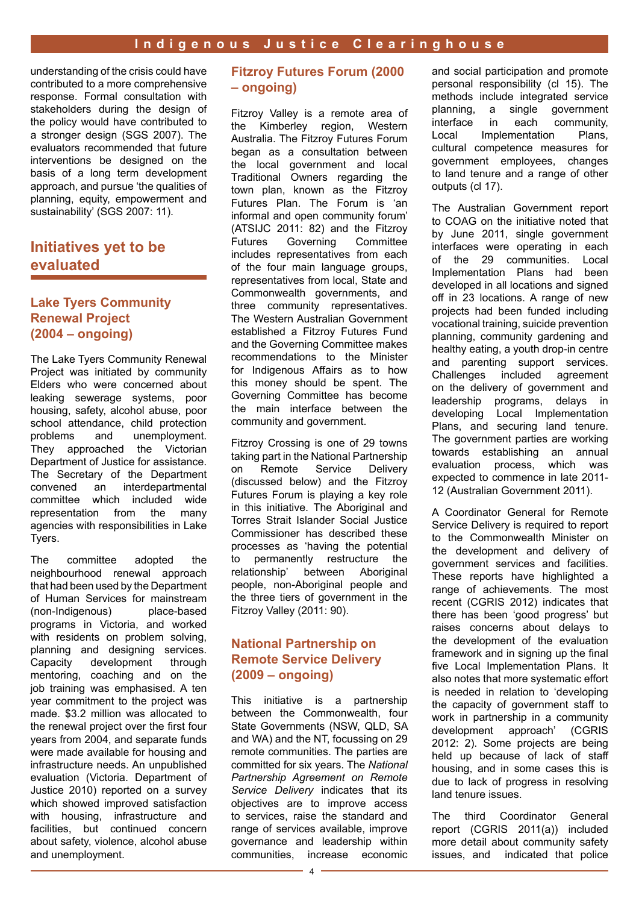understanding of the crisis could have contributed to a more comprehensive response. Formal consultation with stakeholders during the design of the policy would have contributed to a stronger design (SGS 2007). The evaluators recommended that future interventions be designed on the basis of a long term development approach, and pursue 'the qualities of planning, equity, empowerment and sustainability' (SGS 2007: 11).

## Initiatives yet to be evaluated

### Lake Tyers Community Renewal Project (2004 – ongoing)

The Lake Tyers Community Renewal Project was initiated by community Elders who were concerned about leaking sewerage systems, poor housing, safety, alcohol abuse, poor school attendance, child protection problems and unemployment. They approached the Victorian Department of Justice for assistance. The Secretary of the Department convened an interdepartmental committee which included wide representation from the many agencies with responsibilities in Lake Tyers.

The committee adopted the neighbourhood renewal approach that had been used by the Department of Human Services for mainstream (non-Indigenous) place-based programs in Victoria, and worked with residents on problem solving, planning and designing services. Capacity development through mentoring, coaching and on the job training was emphasised. A ten year commitment to the project was made. $3.2 million was allocated to the renewal project over the first four years from 2004, and separate funds were made available for housing and infrastructure needs. An unpublished evaluation (Victoria. Department of Justice 2010) reported on a survey which showed improved satisfaction with housing, infrastructure and facilities, but continued concern about safety, violence, alcohol abuse and unemployment.

### Fitzroy Futures Forum (2000 – ongoing)

Fitzroy Valley is a remote area of the Kimberley region, Western Australia. The Fitzroy Futures Forum began as a consultation between the local government and local Traditional Owners regarding the town plan, known as the Fitzroy Futures Plan. The Forum is 'an informal and open community forum' (ATSIJC 2011: 82) and the Fitzroy Futures Governing Committee includes representatives from each of the four main language groups, representatives from local, State and Commonwealth governments, and three community representatives. The Western Australian Government established a Fitzroy Futures Fund and the Governing Committee makes recommendations to the Minister for Indigenous Affairs as to how this money should be spent. The Governing Committee has become the main interface between the community and government.

Fitzroy Crossing is one of 29 towns taking part in the National Partnership on Remote Service Delivery (discussed below) and the Fitzroy Futures Forum is playing a key role in this initiative. The Aboriginal and Torres Strait Islander Social Justice Commissioner has described these processes as 'having the potential to permanently restructure the relationship' between Aboriginal people, non-Aboriginal people and the three tiers of government in the Fitzroy Valley (2011: 90).

### National Partnership on Remote Service Delivery (2009 – ongoing)

This initiative is a partnership between the Commonwealth, four State Governments (NSW, QLD, SA and WA) and the NT, focussing on 29 remote communities. The parties are committed for six years. The *National Partnership Agreement on Remote Service Delivery* indicates that its objectives are to improve access to services, raise the standard and range of services available, improve governance and leadership within communities, increase economic and social participation and promote personal responsibility (cl 15). The methods include integrated service planning, a single government interface in each community, Local Implementation Plans, cultural competence measures for government employees, changes to land tenure and a range of other outputs (cl 17).

The Australian Government report to COAG on the initiative noted that by June 2011, single government interfaces were operating in each of the 29 communities. Local Implementation Plans had been developed in all locations and signed off in 23 locations. A range of new projects had been funded including vocational training, suicide prevention planning, community gardening and healthy eating, a youth drop-in centre and parenting support services. Challenges included agreement on the delivery of government and leadership programs, delays in developing Local Implementation Plans, and securing land tenure. The government parties are working towards establishing an annual evaluation process, which was expected to commence in late 2011-12 (Australian Government 2011).

A Coordinator General for Remote Service Delivery is required to report to the Commonwealth Minister on the development and delivery of government services and facilities. These reports have highlighted a range of achievements. The most recent (CGRIS 2012) indicates that there has been 'good progress' but raises concerns about delays to the development of the evaluation framework and in signing up the final five Local Implementation Plans. It also notes that more systematic effort is needed in relation to 'developing the capacity of government staff to work in partnership in a community development approach' (CGRIS 2012: 2). Some projects are being held up because of lack of staff housing, and in some cases this is due to lack of progress in resolving land tenure issues.

The third Coordinator General report (CGRIS 2011(a)) included more detail about community safety issues, and indicated that police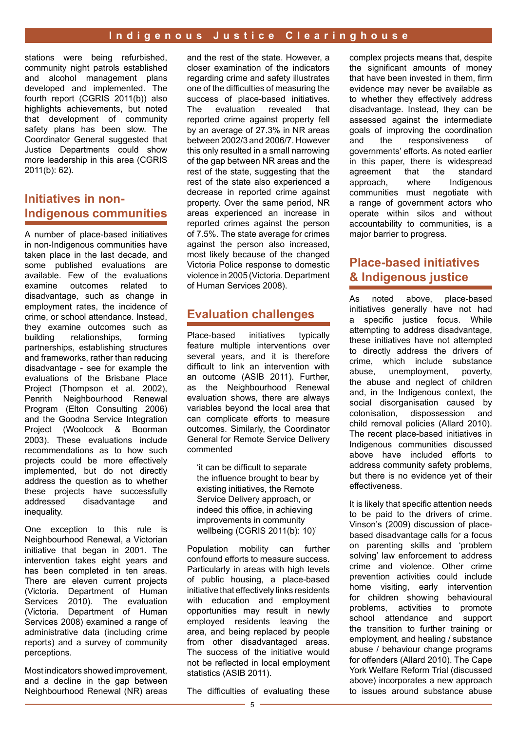stations were being refurbished, community night patrols established and alcohol management plans developed and implemented. The fourth report (CGRIS 2011(b)) also highlights achievements, but noted that development of community safety plans has been slow. The Coordinator General suggested that Justice Departments could show more leadership in this area (CGRIS 2011(b): 62).

## Initiatives in non-Indigenous communities

A number of place-based initiatives in non-Indigenous communities have taken place in the last decade, and some published evaluations are available. Few of the evaluations examine outcomes related to disadvantage, such as change in employment rates, the incidence of crime, or school attendance. Instead, they examine outcomes such as building relationships, forming partnerships, establishing structures and frameworks, rather than reducing disadvantage - see for example the evaluations of the Brisbane Place Project (Thompson et al. 2002), Penrith Neighbourhood Renewal Program (Elton Consulting 2006) and the Goodna Service Integration Project (Woolcock & Boorman 2003). These evaluations include recommendations as to how such projects could be more effectively implemented, but do not directly address the question as to whether these projects have successfully addressed disadvantage and inequality.

One exception to this rule is Neighbourhood Renewal, a Victorian initiative that began in 2001. The intervention takes eight years and has been completed in ten areas. There are eleven current projects (Victoria. Department of Human Services 2010). The evaluation (Victoria. Department of Human Services 2008) examined a range of administrative data (including crime reports) and a survey of community perceptions.

Most indicators showed improvement, and a decline in the gap between Neighbourhood Renewal (NR) areas and the rest of the state. However, a closer examination of the indicators regarding crime and safety illustrates one of the difficulties of measuring the success of place-based initiatives. The evaluation revealed that reported crime against property fell by an average of 27.3% in NR areas between 2002/3 and 2006/7. However this only resulted in a small narrowing of the gap between NR areas and the rest of the state, suggesting that the rest of the state also experienced a decrease in reported crime against property. Over the same period, NR areas experienced an increase in reported crimes against the person of 7.5%. The state average for crimes against the person also increased, most likely because of the changed Victoria Police response to domestic violence in 2005 (Victoria. Department of Human Services 2008).

## Evaluation challenges

Place-based initiatives typically feature multiple interventions over several years, and it is therefore difficult to link an intervention with an outcome (ASIB 2011). Further, as the Neighbourhood Renewal evaluation shows, there are always variables beyond the local area that can complicate efforts to measure outcomes. Similarly, the Coordinator General for Remote Service Delivery commented

> 'it can be difficult to separate the influence brought to bear by existing initiatives, the Remote Service Delivery approach, or indeed this office, in achieving improvements in community wellbeing (CGRIS 2011(b): 10)'

Population mobility can further confound efforts to measure success. Particularly in areas with high levels of public housing, a place-based initiative that effectively links residents with education and employment opportunities may result in newly employed residents leaving the area, and being replaced by people from other disadvantaged areas. The success of the initiative would not be reflected in local employment statistics (ASIB 2011).

The difficulties of evaluating these complex projects means that, despite the significant amounts of money that have been invested in them, firm evidence may never be available as to whether they effectively address disadvantage. Instead, they can be assessed against the intermediate goals of improving the coordination and the responsiveness of governments' efforts. As noted earlier in this paper, there is widespread agreement that the standard approach, where Indigenous communities must negotiate with a range of government actors who operate within silos and without accountability to communities, is a major barrier to progress.

## Place-based initiatives & Indigenous justice

As noted above, place-based initiatives generally have not had a specific justice focus. While attempting to address disadvantage, these initiatives have not attempted to directly address the drivers of crime, which include substance abuse, unemployment, poverty, the abuse and neglect of children and, in the Indigenous context, the social disorganisation caused by colonisation, dispossession and child removal policies (Allard 2010). The recent place-based initiatives in Indigenous communities discussed above have included efforts to address community safety problems, but there is no evidence yet of their effectiveness.

It is likely that specific attention needs to be paid to the drivers of crime. Vinson's (2009) discussion of place-based disadvantage calls for a focus on parenting skills and 'problem solving' law enforcement to address crime and violence. Other crime prevention activities could include home visiting, early intervention for children showing behavioural problems, activities to promote school attendance and support the transition to further training or employment, and healing / substance abuse / behaviour change programs for offenders (Allard 2010). The Cape York Welfare Reform Trial (discussed above) incorporates a new approach to issues around substance abuse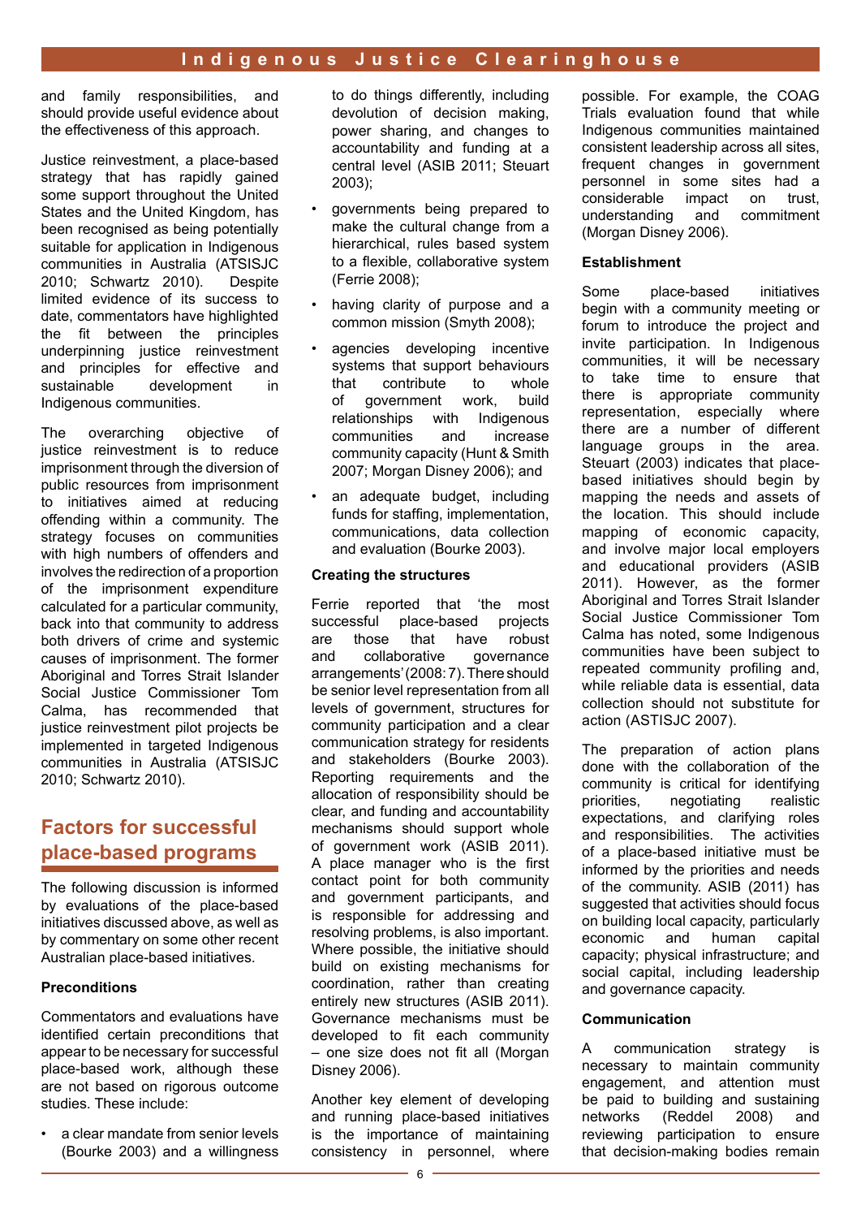and family responsibilities, and should provide useful evidence about the effectiveness of this approach.

Justice reinvestment, a place-based strategy that has rapidly gained some support throughout the United States and the United Kingdom, has been recognised as being potentially suitable for application in Indigenous communities in Australia (ATSISJC 2010; Schwartz 2010). Despite limited evidence of its success to date, commentators have highlighted the fit between the principles underpinning justice reinvestment and principles for effective and sustainable development in Indigenous communities.

The overarching objective of justice reinvestment is to reduce imprisonment through the diversion of public resources from imprisonment to initiatives aimed at reducing offending within a community. The strategy focuses on communities with high numbers of offenders and involves the redirection of a proportion of the imprisonment expenditure calculated for a particular community, back into that community to address both drivers of crime and systemic causes of imprisonment. The former Aboriginal and Torres Strait Islander Social Justice Commissioner Tom Calma, has recommended that justice reinvestment pilot projects be implemented in targeted Indigenous communities in Australia (ATSISJC 2010; Schwartz 2010).

## Factors for successful place-based programs

The following discussion is informed by evaluations of the place-based initiatives discussed above, as well as by commentary on some other recent Australian place-based initiatives.

### Preconditions

Commentators and evaluations have identified certain preconditions that appear to be necessary for successful place-based work, although these are not based on rigorous outcome studies. These include:

- a clear mandate from senior levels (Bourke 2003) and a willingness to do things differently, including devolution of decision making, power sharing, and changes to accountability and funding at a central level (ASIB 2011; Steuart 2003);
- governments being prepared to make the cultural change from a hierarchical, rules based system to a flexible, collaborative system (Ferrie 2008);
- having clarity of purpose and a common mission (Smyth 2008);
- agencies developing incentive systems that support behaviours that contribute to whole of government work, build relationships with Indigenous communities and increase community capacity (Hunt & Smith 2007; Morgan Disney 2006); and
- an adequate budget, including funds for staffing, implementation, communications, data collection and evaluation (Bourke 2003).

### Creating the structures

Ferrie reported that 'the most successful place-based projects are those that have robust and collaborative governance arrangements' (2008: 7). There should be senior level representation from all levels of government, structures for community participation and a clear communication strategy for residents and stakeholders (Bourke 2003). Reporting requirements and the allocation of responsibility should be clear, and funding and accountability mechanisms should support whole of government work (ASIB 2011). A place manager who is the first contact point for both community and government participants, and is responsible for addressing and resolving problems, is also important. Where possible, the initiative should build on existing mechanisms for coordination, rather than creating entirely new structures (ASIB 2011). Governance mechanisms must be developed to fit each community – one size does not fit all (Morgan Disney 2006).

Another key element of developing and running place-based initiatives is the importance of maintaining consistency in personnel, where possible. For example, the COAG Trials evaluation found that while Indigenous communities maintained consistent leadership across all sites, frequent changes in government personnel in some sites had a considerable impact on trust, understanding and commitment (Morgan Disney 2006).

### Establishment

Some place-based initiatives begin with a community meeting or forum to introduce the project and invite participation. In Indigenous communities, it will be necessary to take time to ensure that there is appropriate community representation, especially where there are a number of different language groups in the area. Steuart (2003) indicates that place-based initiatives should begin by mapping the needs and assets of the location. This should include mapping of economic capacity, and involve major local employers and educational providers (ASIB 2011). However, as the former Aboriginal and Torres Strait Islander Social Justice Commissioner Tom Calma has noted, some Indigenous communities have been subject to repeated community profiling and, while reliable data is essential, data collection should not substitute for action (ASTISJC 2007).

The preparation of action plans done with the collaboration of the community is critical for identifying priorities, negotiating realistic expectations, and clarifying roles and responsibilities. The activities of a place-based initiative must be informed by the priorities and needs of the community. ASIB (2011) has suggested that activities should focus on building local capacity, particularly economic and human capital capacity; physical infrastructure; and social capital, including leadership and governance capacity.

### Communication

A communication strategy is necessary to maintain community engagement, and attention must be paid to building and sustaining networks (Reddel 2008) and reviewing participation to ensure that decision-making bodies remain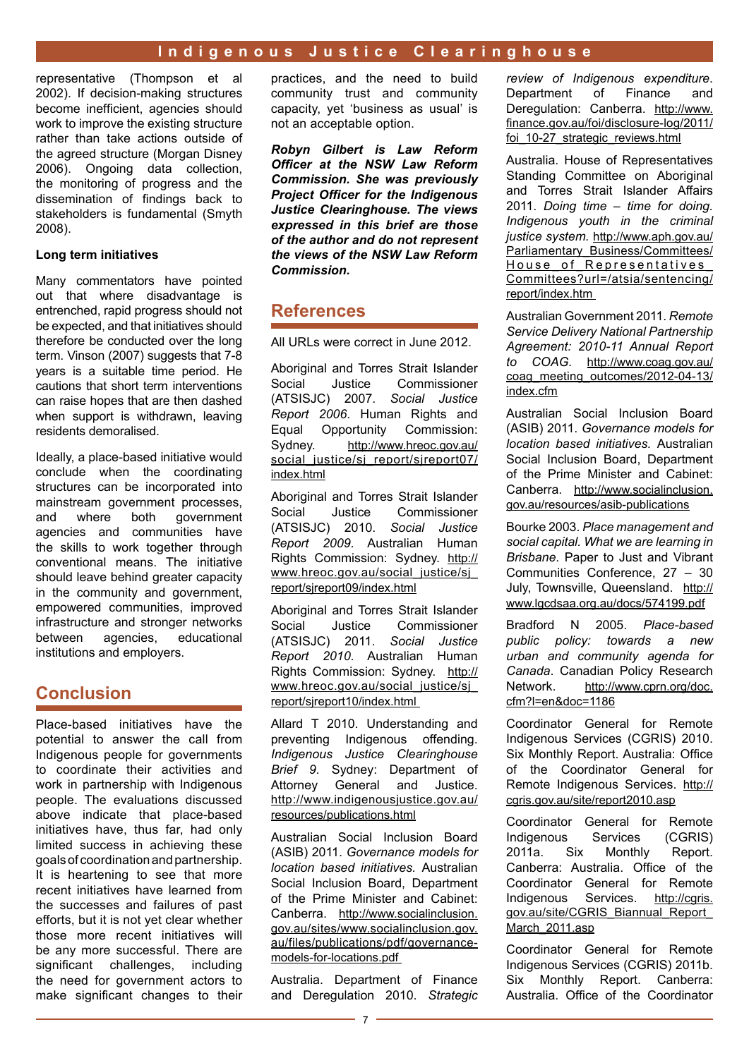representative (Thompson et al 2002). If decision-making structures become inefficient, agencies should work to improve the existing structure rather than take actions outside of the agreed structure (Morgan Disney 2006). Ongoing data collection, the monitoring of progress and the dissemination of findings back to stakeholders is fundamental (Smyth 2008).

### Long term initiatives

Many commentators have pointed out that where disadvantage is entrenched, rapid progress should not be expected, and that initiatives should therefore be conducted over the long term. Vinson (2007) suggests that 7-8 years is a suitable time period. He cautions that short term interventions can raise hopes that are then dashed when support is withdrawn, leaving residents demoralised.

Ideally, a place-based initiative would conclude when the coordinating structures can be incorporated into mainstream government processes, and where both government agencies and communities have the skills to work together through conventional means. The initiative should leave behind greater capacity in the community and government, empowered communities, improved infrastructure and stronger networks between agencies, educational institutions and employers.

## Conclusion

Place-based initiatives have the potential to answer the call from Indigenous people for governments to coordinate their activities and work in partnership with Indigenous people. The evaluations discussed above indicate that place-based initiatives have, thus far, had only limited success in achieving these goals of coordination and partnership. It is heartening to see that more recent initiatives have learned from the successes and failures of past efforts, but it is not yet clear whether those more recent initiatives will be any more successful. There are significant challenges, including the need for government actors to make significant changes to their practices, and the need to build community trust and community capacity, yet 'business as usual' is not an acceptable option.

***Robyn Gilbert is Law Reform Officer at the NSW Law Reform Commission. She was previously Project Officer for the Indigenous Justice Clearinghouse. The views expressed in this brief are those of the author and do not represent the views of the NSW Law Reform Commission.***

## References

All URLs were correct in June 2012.

Aboriginal and Torres Strait Islander Social Justice Commissioner (ATSISJC) 2007. *Social Justice Report 2006*. Human Rights and Equal Opportunity Commission: Sydney. http://www.hreoc.gov.au/social_justice/sj_report/sjreport07/index.html

Aboriginal and Torres Strait Islander Social Justice Commissioner (ATSISJC) 2010. *Social Justice Report 2009*. Australian Human Rights Commission: Sydney. http://www.hreoc.gov.au/social_justice/sj_report/sjreport09/index.html

Aboriginal and Torres Strait Islander Social Justice Commissioner (ATSISJC) 2011. *Social Justice Report 2010*. Australian Human Rights Commission: Sydney. http://www.hreoc.gov.au/social_justice/sj_report/sjreport10/index.html

Allard T 2010. Understanding and preventing Indigenous offending. *Indigenous Justice Clearinghouse Brief 9*. Sydney: Department of Attorney General and Justice. http://www.indigenousjustice.gov.au/resources/publications.html

Australian Social Inclusion Board (ASIB) 2011. *Governance models for location based initiatives.* Australian Social Inclusion Board, Department of the Prime Minister and Cabinet: Canberra. http://www.socialinclusion.gov.au/sites/www.socialinclusion.gov.au/files/publications/pdf/governance-models-for-locations.pdf

Australia. Department of Finance and Deregulation 2010. *Strategic review of Indigenous expenditure*. Department of Finance and Deregulation: Canberra. http://www.finance.gov.au/foi/disclosure-log/2011/foi_10-27_strategic_reviews.html

Australia. House of Representatives Standing Committee on Aboriginal and Torres Strait Islander Affairs 2011. *Doing time – time for doing. Indigenous youth in the criminal justice system.* http://www.aph.gov.au/Parliamentary_Business/Committees/House_of_Representatives_Committees?url=/atsia/sentencing/report/index.htm

Australian Government 2011. *Remote Service Delivery National Partnership Agreement: 2010-11 Annual Report to COAG.* http://www.coag.gov.au/coag_meeting_outcomes/2012-04-13/index.cfm

Australian Social Inclusion Board (ASIB) 2011. *Governance models for location based initiatives.* Australian Social Inclusion Board, Department of the Prime Minister and Cabinet: Canberra. http://www.socialinclusion.gov.au/resources/asib-publications

Bourke 2003. *Place management and social capital. What we are learning in Brisbane*. Paper to Just and Vibrant Communities Conference, 27 – 30 July, Townsville, Queensland. http://www.lgcdsaa.org.au/docs/574199.pdf

Bradford N 2005. *Place-based public policy: towards a new urban and community agenda for Canada*. Canadian Policy Research Network. http://www.cprn.org/doc.cfm?l=en&doc=1186

Coordinator General for Remote Indigenous Services (CGRIS) 2010. Six Monthly Report. Australia: Office of the Coordinator General for Remote Indigenous Services. http://cgris.gov.au/site/report2010.asp

Coordinator General for Remote Indigenous Services (CGRIS) 2011a. Six Monthly Report. Canberra: Australia. Office of the Coordinator General for Remote Indigenous Services. http://cgris.gov.au/site/CGRIS_Biannual_Report_March_2011.asp

Coordinator General for Remote Indigenous Services (CGRIS) 2011b. Six Monthly Report. Canberra: Australia. Office of the Coordinator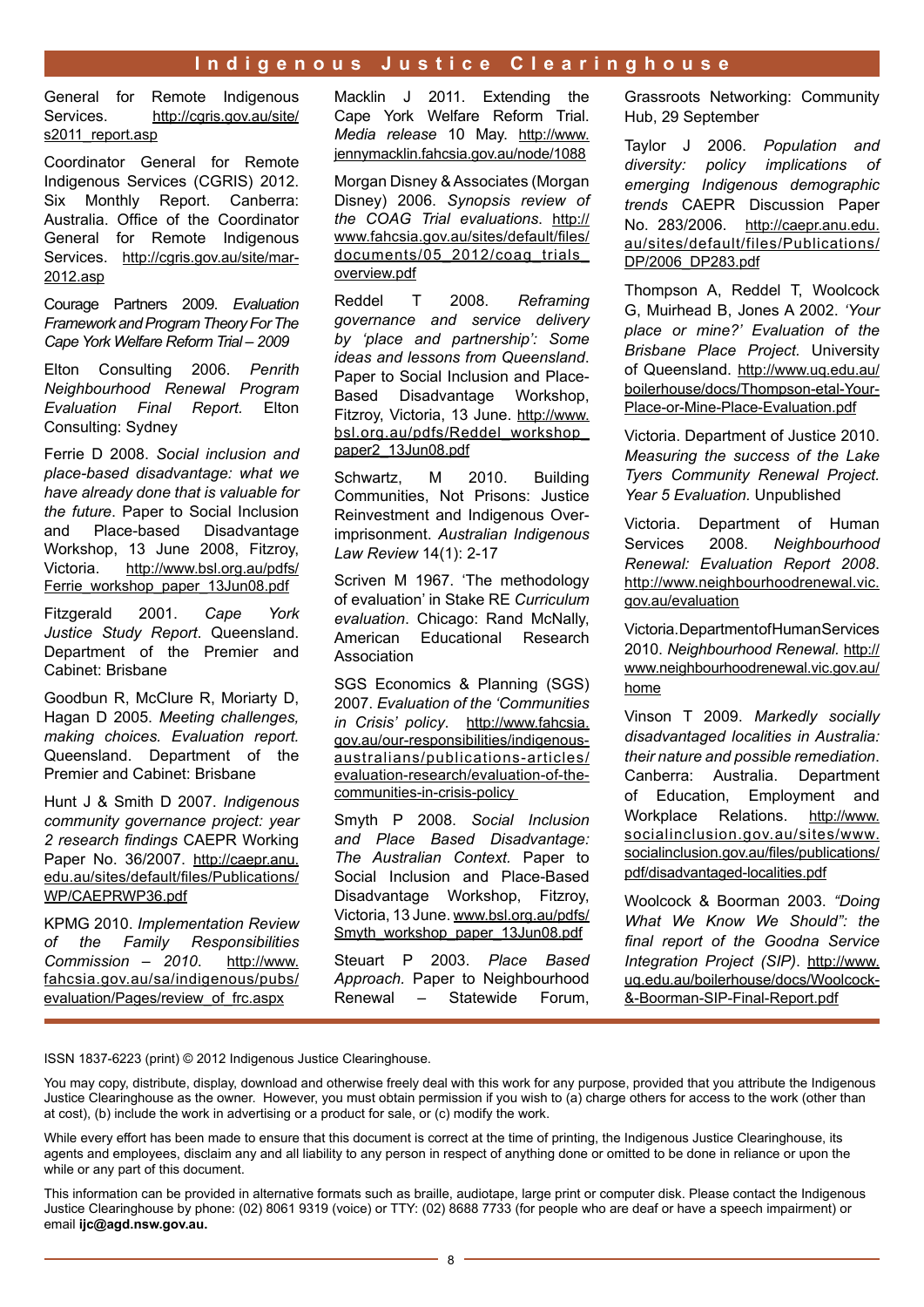General for Remote Indigenous Services. http://cgris.gov.au/site/s2011_report.asp

Coordinator General for Remote Indigenous Services (CGRIS) 2012. Six Monthly Report. Canberra: Australia. Office of the Coordinator General for Remote Indigenous Services. http://cgris.gov.au/site/mar-2012.asp

Courage Partners 2009. *Evaluation Framework and Program Theory For The Cape York Welfare Reform Trial – 2009*

Elton Consulting 2006. *Penrith Neighbourhood Renewal Program Evaluation Final Report.* Elton Consulting: Sydney

Ferrie D 2008. *Social inclusion and place-based disadvantage: what we have already done that is valuable for the future*. Paper to Social Inclusion and Place-based Disadvantage Workshop, 13 June 2008, Fitzroy, Victoria. http://www.bsl.org.au/pdfs/Ferrie_workshop_paper_13Jun08.pdf

Fitzgerald 2001. *Cape York Justice Study Report*. Queensland. Department of the Premier and Cabinet: Brisbane

Goodbun R, McClure R, Moriarty D, Hagan D 2005. *Meeting challenges, making choices. Evaluation report.* Queensland. Department of the Premier and Cabinet: Brisbane

Hunt J & Smith D 2007. *Indigenous community governance project: year 2 research findings* CAEPR Working Paper No. 36/2007. http://caepr.anu.edu.au/sites/default/files/Publications/WP/CAEPRWP36.pdf

KPMG 2010. *Implementation Review of the Family Responsibilities Commission – 2010*. http://www.fahcsia.gov.au/sa/indigenous/pubs/evaluation/Pages/review_of_frc.aspx

Macklin J 2011. Extending the Cape York Welfare Reform Trial. *Media release* 10 May. http://www.jennymacklin.fahcsia.gov.au/node/1088

Morgan Disney & Associates (Morgan Disney) 2006. *Synopsis review of the COAG Trial evaluations.* http://www.fahcsia.gov.au/sites/default/files/documents/05_2012/coag_trials_overview.pdf

Reddel T 2008. *Reframing governance and service delivery by 'place and partnership': Some ideas and lessons from Queensland*. Paper to Social Inclusion and Place-Based Disadvantage Workshop, Fitzroy, Victoria, 13 June. http://www.bsl.org.au/pdfs/Reddel_workshop_paper2_13Jun08.pdf

Schwartz, M 2010. Building Communities, Not Prisons: Justice Reinvestment and Indigenous Over-imprisonment. *Australian Indigenous Law Review* 14(1): 2-17

Scriven M 1967. 'The methodology of evaluation' in Stake RE *Curriculum evaluation*. Chicago: Rand McNally, American Educational Research Association

SGS Economics & Planning (SGS) 2007. *Evaluation of the 'Communities in Crisis' policy*. http://www.fahcsia.gov.au/our-responsibilities/indigenous-australians/publications-articles/evaluation-research/evaluation-of-the-communities-in-crisis-policy

Smyth P 2008. *Social Inclusion and Place Based Disadvantage: The Australian Context.* Paper to Social Inclusion and Place-Based Disadvantage Workshop, Fitzroy, Victoria, 13 June. www.bsl.org.au/pdfs/Smyth_workshop_paper_13Jun08.pdf

Steuart P 2003. *Place Based Approach.* Paper to Neighbourhood Renewal – Statewide Forum, Grassroots Networking: Community Hub, 29 September

Taylor J 2006. *Population and diversity: policy implications of emerging Indigenous demographic trends* CAEPR Discussion Paper No. 283/2006. http://caepr.anu.edu.au/sites/default/files/Publications/DP/2006_DP283.pdf

Thompson A, Reddel T, Woolcock G, Muirhead B, Jones A 2002. *'Your place or mine?' Evaluation of the Brisbane Place Project.* University of Queensland. http://www.uq.edu.au/boilerhouse/docs/Thompson-etal-Your-Place-or-Mine-Place-Evaluation.pdf

Victoria. Department of Justice 2010. *Measuring the success of the Lake Tyers Community Renewal Project. Year 5 Evaluation.* Unpublished

Victoria. Department of Human Services 2008. *Neighbourhood Renewal: Evaluation Report 2008*. http://www.neighbourhoodrenewal.vic.gov.au/evaluation

Victoria.DepartmentofHumanServices 2010. *Neighbourhood Renewal.* http://www.neighbourhoodrenewal.vic.gov.au/home

Vinson T 2009. *Markedly socially disadvantaged localities in Australia: their nature and possible remediation*. Canberra: Australia. Department of Education, Employment and Workplace Relations. http://www.socialinclusion.gov.au/sites/www.socialinclusion.gov.au/files/publications/pdf/disadvantaged-localities.pdf

Woolcock & Boorman 2003. *"Doing What We Know We Should": the final report of the Goodna Service Integration Project (SIP)*. http://www.uq.edu.au/boilerhouse/docs/Woolcock-&-Boorman-SIP-Final-Report.pdf

ISSN 1837-6223 (print) © 2012 Indigenous Justice Clearinghouse.

You may copy, distribute, display, download and otherwise freely deal with this work for any purpose, provided that you attribute the Indigenous Justice Clearinghouse as the owner. However, you must obtain permission if you wish to (a) charge others for access to the work (other than at cost), (b) include the work in advertising or a product for sale, or (c) modify the work.

While every effort has been made to ensure that this document is correct at the time of printing, the Indigenous Justice Clearinghouse, its agents and employees, disclaim any and all liability to any person in respect of anything done or omitted to be done in reliance or upon the while or any part of this document.

This information can be provided in alternative formats such as braille, audiotape, large print or computer disk. Please contact the Indigenous Justice Clearinghouse by phone: (02) 8061 9319 (voice) or TTY: (02) 8688 7733 (for people who are deaf or have a speech impairment) or email **ijc@agd.nsw.gov.au.**